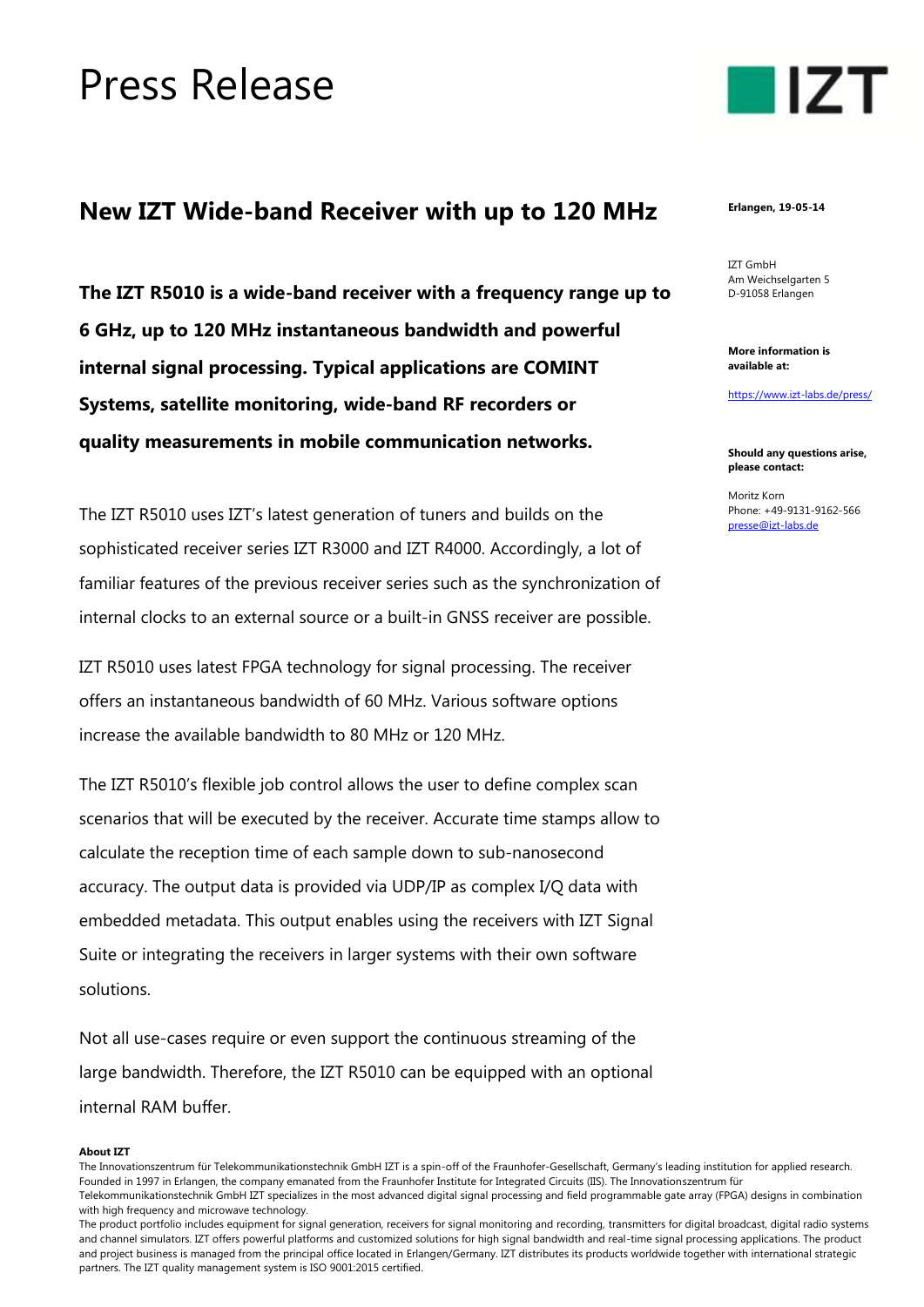# Press Release

## New IZT Wide-band Receiver with up to 120 MHz

Erlangen, 19-05-14

IZT GmbH
Am Weichselgarten 5
D-91058 Erlangen

**More information is available at:**

https://www.izt-labs.de/press/

**Should any questions arise, please contact:**

Moritz Korn
Phone: +49-9131-9162-566
presse@izt-labs.de

**The IZT R5010 is a wide-band receiver with a frequency range up to 6 GHz, up to 120 MHz instantaneous bandwidth and powerful internal signal processing. Typical applications are COMINT Systems, satellite monitoring, wide-band RF recorders or quality measurements in mobile communication networks.**

The IZT R5010 uses IZT's latest generation of tuners and builds on the sophisticated receiver series IZT R3000 and IZT R4000. Accordingly, a lot of familiar features of the previous receiver series such as the synchronization of internal clocks to an external source or a built-in GNSS receiver are possible.

IZT R5010 uses latest FPGA technology for signal processing. The receiver offers an instantaneous bandwidth of 60 MHz. Various software options increase the available bandwidth to 80 MHz or 120 MHz.

The IZT R5010's flexible job control allows the user to define complex scan scenarios that will be executed by the receiver. Accurate time stamps allow to calculate the reception time of each sample down to sub-nanosecond accuracy. The output data is provided via UDP/IP as complex I/Q data with embedded metadata. This output enables using the receivers with IZT Signal Suite or integrating the receivers in larger systems with their own software solutions.

Not all use-cases require or even support the continuous streaming of the large bandwidth. Therefore, the IZT R5010 can be equipped with an optional internal RAM buffer.

**About IZT**

The Innovationszentrum für Telekommunikationstechnik GmbH IZT is a spin-off of the Fraunhofer-Gesellschaft, Germany's leading institution for applied research. Founded in 1997 in Erlangen, the company emanated from the Fraunhofer Institute for Integrated Circuits (IIS). The Innovationszentrum für Telekommunikationstechnik GmbH IZT specializes in the most advanced digital signal processing and field programmable gate array (FPGA) designs in combination with high frequency and microwave technology.

The product portfolio includes equipment for signal generation, receivers for signal monitoring and recording, transmitters for digital broadcast, digital radio systems and channel simulators. IZT offers powerful platforms and customized solutions for high signal bandwidth and real-time signal processing applications. The product and project business is managed from the principal office located in Erlangen/Germany. IZT distributes its products worldwide together with international strategic partners. The IZT quality management system is ISO 9001:2015 certified.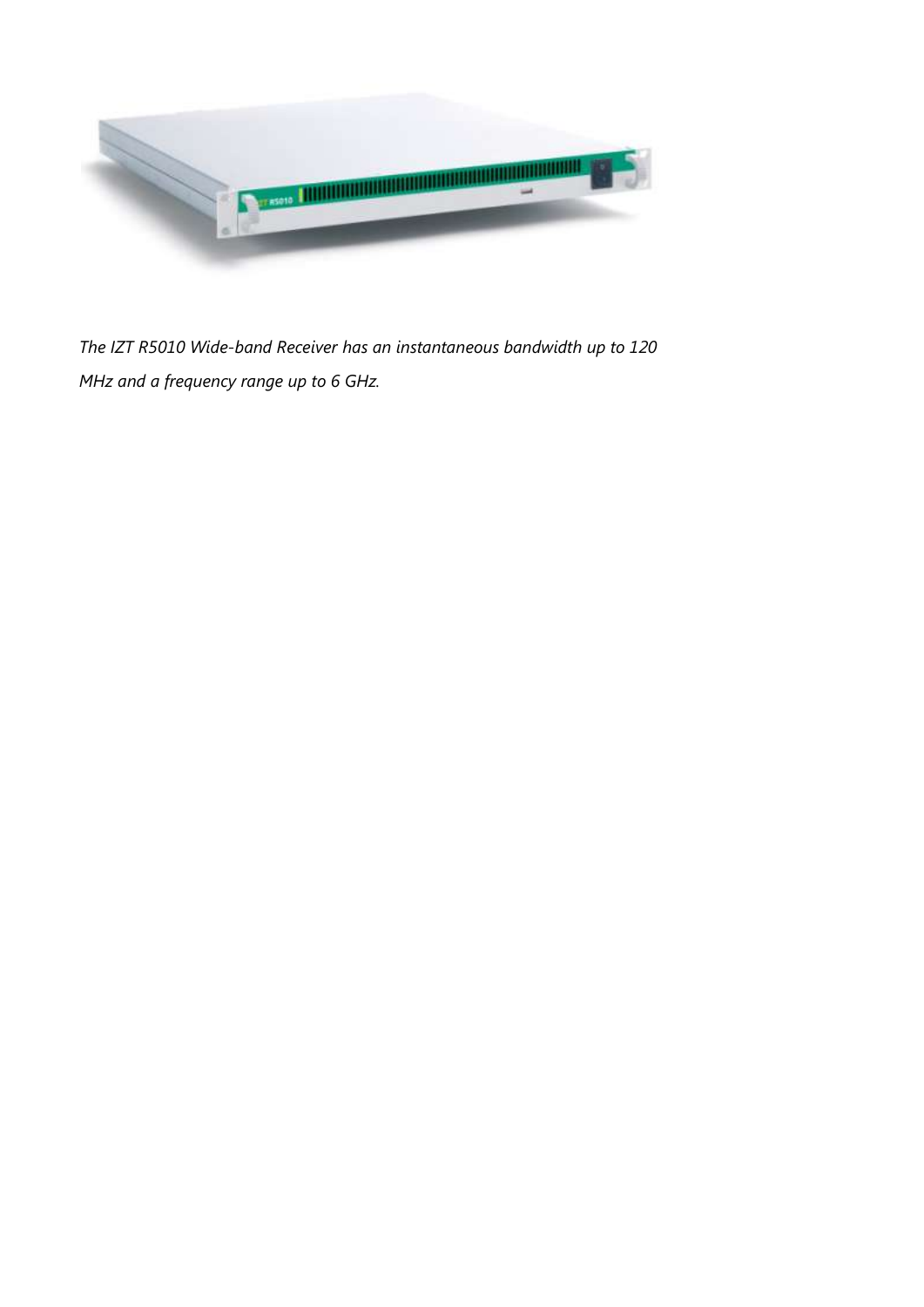*The IZT R5010 Wide-band Receiver has an instantaneous bandwidth up to 120 MHz and a frequency range up to 6 GHz.*